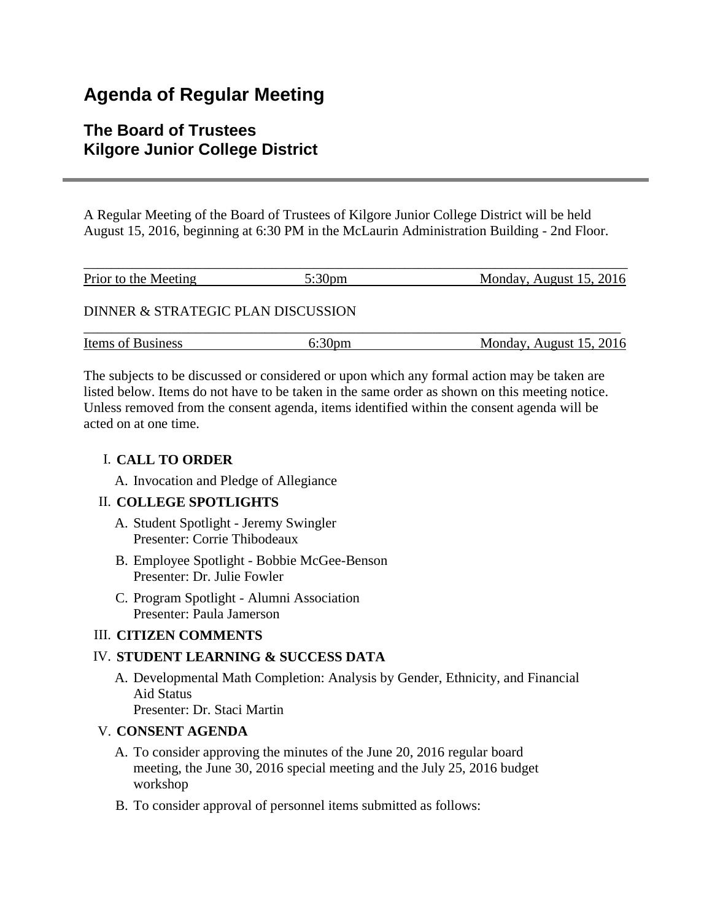# Agenda of Regular Meeting

## The Board of Trustees
## Kilgore Junior College District

---

A Regular Meeting of the Board of Trustees of Kilgore Junior College District will be held August 15, 2016, beginning at 6:30 PM in the McLaurin Administration Building - 2nd Floor.

| Prior to the Meeting | 5:30pm | Monday, August 15, 2016 |
|---|---|---|

DINNER & STRATEGIC PLAN DISCUSSION

| Items of Business | 6:30pm | Monday, August 15, 2016 |
|---|---|---|

The subjects to be discussed or considered or upon which any formal action may be taken are listed below. Items do not have to be taken in the same order as shown on this meeting notice. Unless removed from the consent agenda, items identified within the consent agenda will be acted on at one time.

I. **CALL TO ORDER**

   A. Invocation and Pledge of Allegiance

II. **COLLEGE SPOTLIGHTS**

   A. Student Spotlight - Jeremy Swingler
      Presenter: Corrie Thibodeaux

   B. Employee Spotlight - Bobbie McGee-Benson
      Presenter: Dr. Julie Fowler

   C. Program Spotlight - Alumni Association
      Presenter: Paula Jamerson

III. **CITIZEN COMMENTS**

IV. **STUDENT LEARNING & SUCCESS DATA**

   A. Developmental Math Completion: Analysis by Gender, Ethnicity, and Financial Aid Status
      Presenter: Dr. Staci Martin

V. **CONSENT AGENDA**

   A. To consider approving the minutes of the June 20, 2016 regular board meeting, the June 30, 2016 special meeting and the July 25, 2016 budget workshop

   B. To consider approval of personnel items submitted as follows: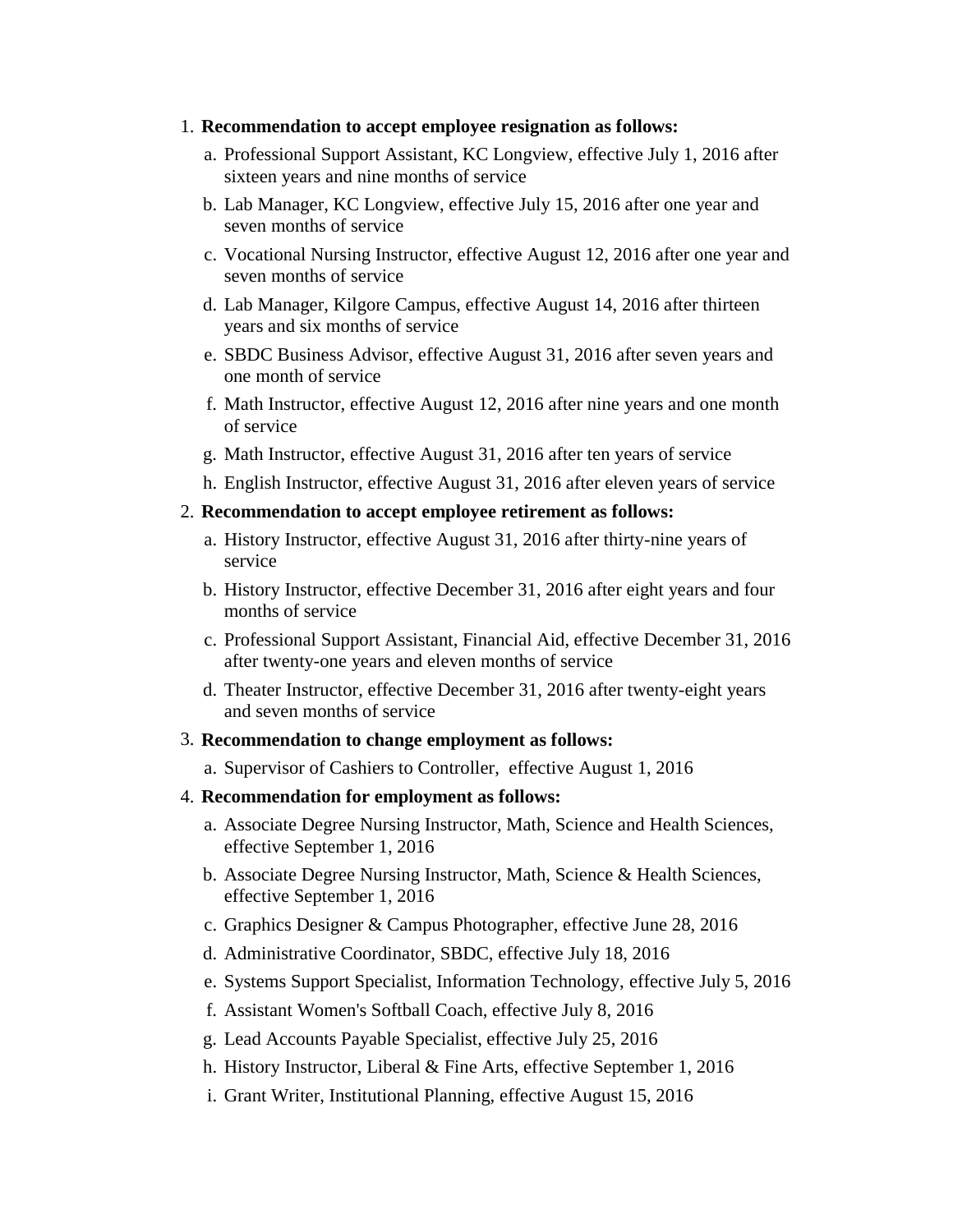1. **Recommendation to accept employee resignation as follows:**
    a. Professional Support Assistant, KC Longview, effective July 1, 2016 after sixteen years and nine months of service
    b. Lab Manager, KC Longview, effective July 15, 2016 after one year and seven months of service
    c. Vocational Nursing Instructor, effective August 12, 2016 after one year and seven months of service
    d. Lab Manager, Kilgore Campus, effective August 14, 2016 after thirteen years and six months of service
    e. SBDC Business Advisor, effective August 31, 2016 after seven years and one month of service
    f. Math Instructor, effective August 12, 2016 after nine years and one month of service
    g. Math Instructor, effective August 31, 2016 after ten years of service
    h. English Instructor, effective August 31, 2016 after eleven years of service

2. **Recommendation to accept employee retirement as follows:**
    a. History Instructor, effective August 31, 2016 after thirty-nine years of service
    b. History Instructor, effective December 31, 2016 after eight years and four months of service
    c. Professional Support Assistant, Financial Aid, effective December 31, 2016 after twenty-one years and eleven months of service
    d. Theater Instructor, effective December 31, 2016 after twenty-eight years and seven months of service

3. **Recommendation to change employment as follows:**
    a. Supervisor of Cashiers to Controller, effective August 1, 2016

4. **Recommendation for employment as follows:**
    a. Associate Degree Nursing Instructor, Math, Science and Health Sciences, effective September 1, 2016
    b. Associate Degree Nursing Instructor, Math, Science & Health Sciences, effective September 1, 2016
    c. Graphics Designer & Campus Photographer, effective June 28, 2016
    d. Administrative Coordinator, SBDC, effective July 18, 2016
    e. Systems Support Specialist, Information Technology, effective July 5, 2016
    f. Assistant Women's Softball Coach, effective July 8, 2016
    g. Lead Accounts Payable Specialist, effective July 25, 2016
    h. History Instructor, Liberal & Fine Arts, effective September 1, 2016
    i. Grant Writer, Institutional Planning, effective August 15, 2016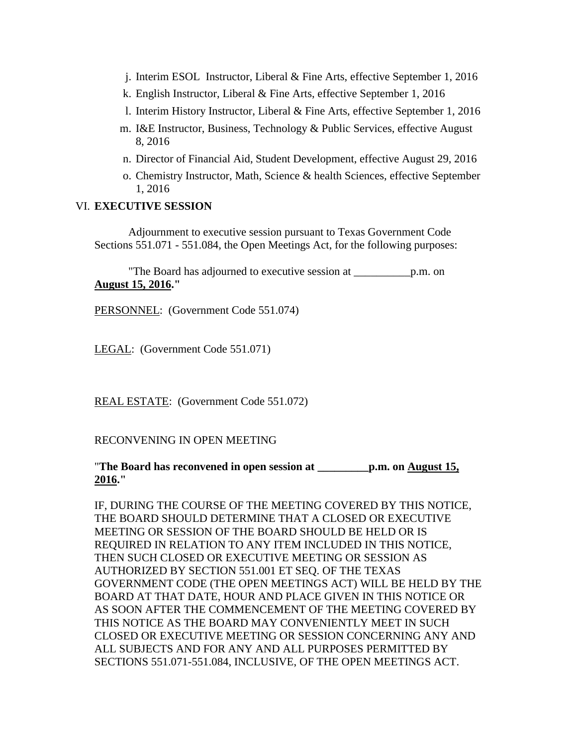j. Interim ESOL Instructor, Liberal & Fine Arts, effective September 1, 2016
k. English Instructor, Liberal & Fine Arts, effective September 1, 2016
l. Interim History Instructor, Liberal & Fine Arts, effective September 1, 2016
m. I&E Instructor, Business, Technology & Public Services, effective August 8, 2016
n. Director of Financial Aid, Student Development, effective August 29, 2016
o. Chemistry Instructor, Math, Science & health Sciences, effective September 1, 2016

VI. **EXECUTIVE SESSION**

Adjournment to executive session pursuant to Texas Government Code Sections 551.071 - 551.084, the Open Meetings Act, for the following purposes:

"The Board has adjourned to executive session at __________p.m. on **August 15, 2016**."

PERSONNEL: (Government Code 551.074)

LEGAL: (Government Code 551.071)

REAL ESTATE: (Government Code 551.072)

RECONVENING IN OPEN MEETING

"**The Board has reconvened in open session at _________p.m. on August 15, 2016.**"

IF, DURING THE COURSE OF THE MEETING COVERED BY THIS NOTICE, THE BOARD SHOULD DETERMINE THAT A CLOSED OR EXECUTIVE MEETING OR SESSION OF THE BOARD SHOULD BE HELD OR IS REQUIRED IN RELATION TO ANY ITEM INCLUDED IN THIS NOTICE, THEN SUCH CLOSED OR EXECUTIVE MEETING OR SESSION AS AUTHORIZED BY SECTION 551.001 ET SEQ. OF THE TEXAS GOVERNMENT CODE (THE OPEN MEETINGS ACT) WILL BE HELD BY THE BOARD AT THAT DATE, HOUR AND PLACE GIVEN IN THIS NOTICE OR AS SOON AFTER THE COMMENCEMENT OF THE MEETING COVERED BY THIS NOTICE AS THE BOARD MAY CONVENIENTLY MEET IN SUCH CLOSED OR EXECUTIVE MEETING OR SESSION CONCERNING ANY AND ALL SUBJECTS AND FOR ANY AND ALL PURPOSES PERMITTED BY SECTIONS 551.071-551.084, INCLUSIVE, OF THE OPEN MEETINGS ACT.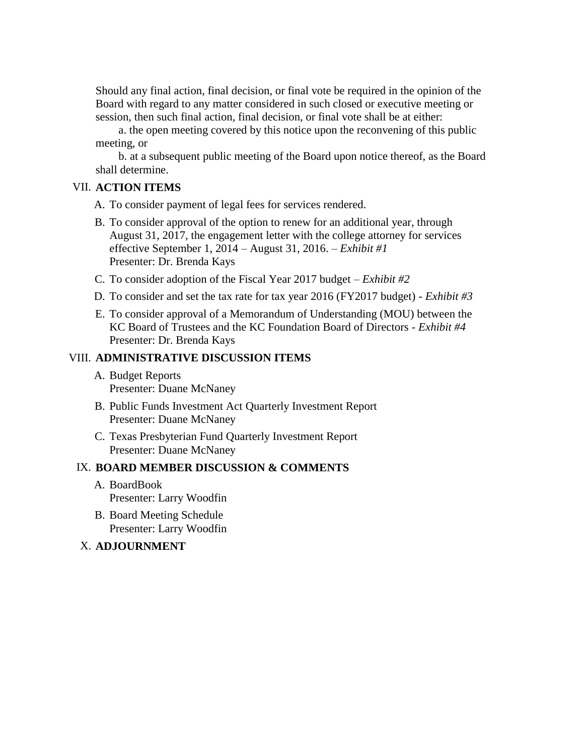Should any final action, final decision, or final vote be required in the opinion of the Board with regard to any matter considered in such closed or executive meeting or session, then such final action, final decision, or final vote shall be at either:

a. the open meeting covered by this notice upon the reconvening of this public meeting, or

b. at a subsequent public meeting of the Board upon notice thereof, as the Board shall determine.

VII. **ACTION ITEMS**

A. To consider payment of legal fees for services rendered.

B. To consider approval of the option to renew for an additional year, through August 31, 2017, the engagement letter with the college attorney for services effective September 1, 2014 – August 31, 2016. – *Exhibit #1*
Presenter: Dr. Brenda Kays

C. To consider adoption of the Fiscal Year 2017 budget – *Exhibit #2*

D. To consider and set the tax rate for tax year 2016 (FY2017 budget) - *Exhibit #3*

E. To consider approval of a Memorandum of Understanding (MOU) between the KC Board of Trustees and the KC Foundation Board of Directors - *Exhibit #4*
Presenter: Dr. Brenda Kays

VIII. **ADMINISTRATIVE DISCUSSION ITEMS**

A. Budget Reports
Presenter: Duane McNaney

B. Public Funds Investment Act Quarterly Investment Report
Presenter: Duane McNaney

C. Texas Presbyterian Fund Quarterly Investment Report
Presenter: Duane McNaney

IX. **BOARD MEMBER DISCUSSION & COMMENTS**

A. BoardBook
Presenter: Larry Woodfin

B. Board Meeting Schedule
Presenter: Larry Woodfin

X. **ADJOURNMENT**